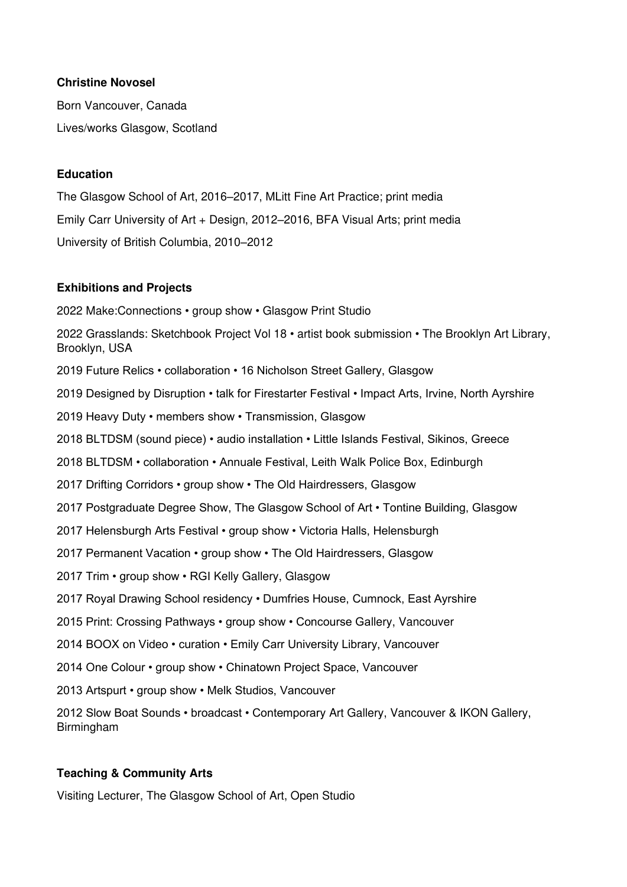**Christine Novosel**

Born Vancouver, Canada

Lives/works Glasgow, Scotland

**Education**

The Glasgow School of Art, 2016–2017, MLitt Fine Art Practice; print media

Emily Carr University of Art + Design, 2012–2016, BFA Visual Arts; print media

University of British Columbia, 2010–2012

**Exhibitions and Projects**

2022 Make:Connections • group show • Glasgow Print Studio

2022 Grasslands: Sketchbook Project Vol 18 • artist book submission • The Brooklyn Art Library, Brooklyn, USA

2019 Future Relics • collaboration • 16 Nicholson Street Gallery, Glasgow

2019 Designed by Disruption • talk for Firestarter Festival • Impact Arts, Irvine, North Ayrshire

2019 Heavy Duty • members show • Transmission, Glasgow

2018 BLTDSM (sound piece) • audio installation • Little Islands Festival, Sikinos, Greece

2018 BLTDSM • collaboration • Annuale Festival, Leith Walk Police Box, Edinburgh

2017 Drifting Corridors • group show • The Old Hairdressers, Glasgow

2017 Postgraduate Degree Show, The Glasgow School of Art • Tontine Building, Glasgow

2017 Helensburgh Arts Festival • group show • Victoria Halls, Helensburgh

2017 Permanent Vacation • group show • The Old Hairdressers, Glasgow

2017 Trim • group show • RGI Kelly Gallery, Glasgow

2017 Royal Drawing School residency • Dumfries House, Cumnock, East Ayrshire

2015 Print: Crossing Pathways • group show • Concourse Gallery, Vancouver

2014 BOOX on Video • curation • Emily Carr University Library, Vancouver

2014 One Colour • group show • Chinatown Project Space, Vancouver

2013 Artspurt • group show • Melk Studios, Vancouver

2012 Slow Boat Sounds • broadcast • Contemporary Art Gallery, Vancouver & IKON Gallery, Birmingham

**Teaching & Community Arts**

Visiting Lecturer, The Glasgow School of Art, Open Studio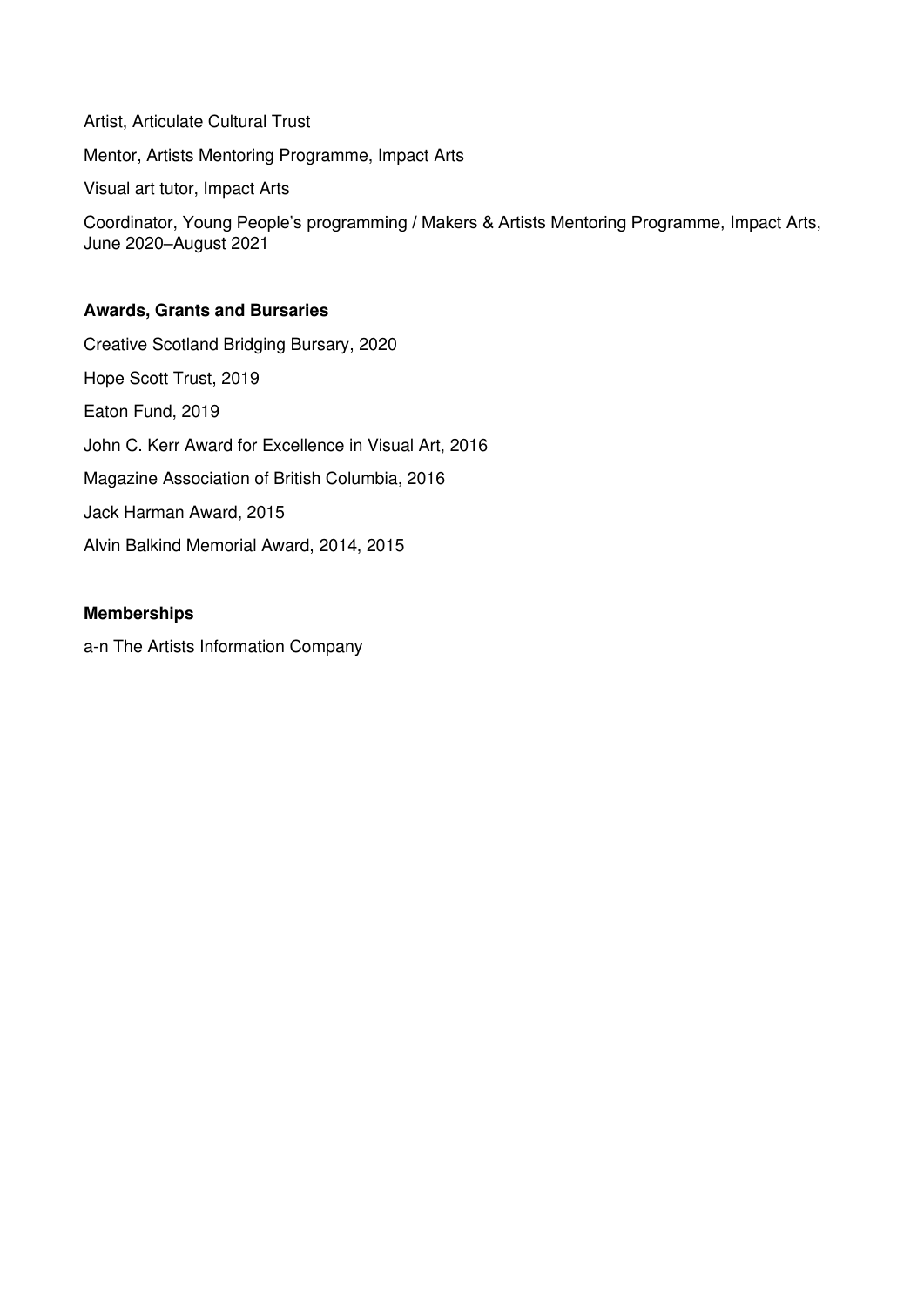Artist, Articulate Cultural Trust

Mentor, Artists Mentoring Programme, Impact Arts

Visual art tutor, Impact Arts

Coordinator, Young People's programming / Makers & Artists Mentoring Programme, Impact Arts, June 2020–August 2021

**Awards, Grants and Bursaries**

Creative Scotland Bridging Bursary, 2020

Hope Scott Trust, 2019

Eaton Fund, 2019

John C. Kerr Award for Excellence in Visual Art, 2016

Magazine Association of British Columbia, 2016

Jack Harman Award, 2015

Alvin Balkind Memorial Award, 2014, 2015

**Memberships**

a-n The Artists Information Company